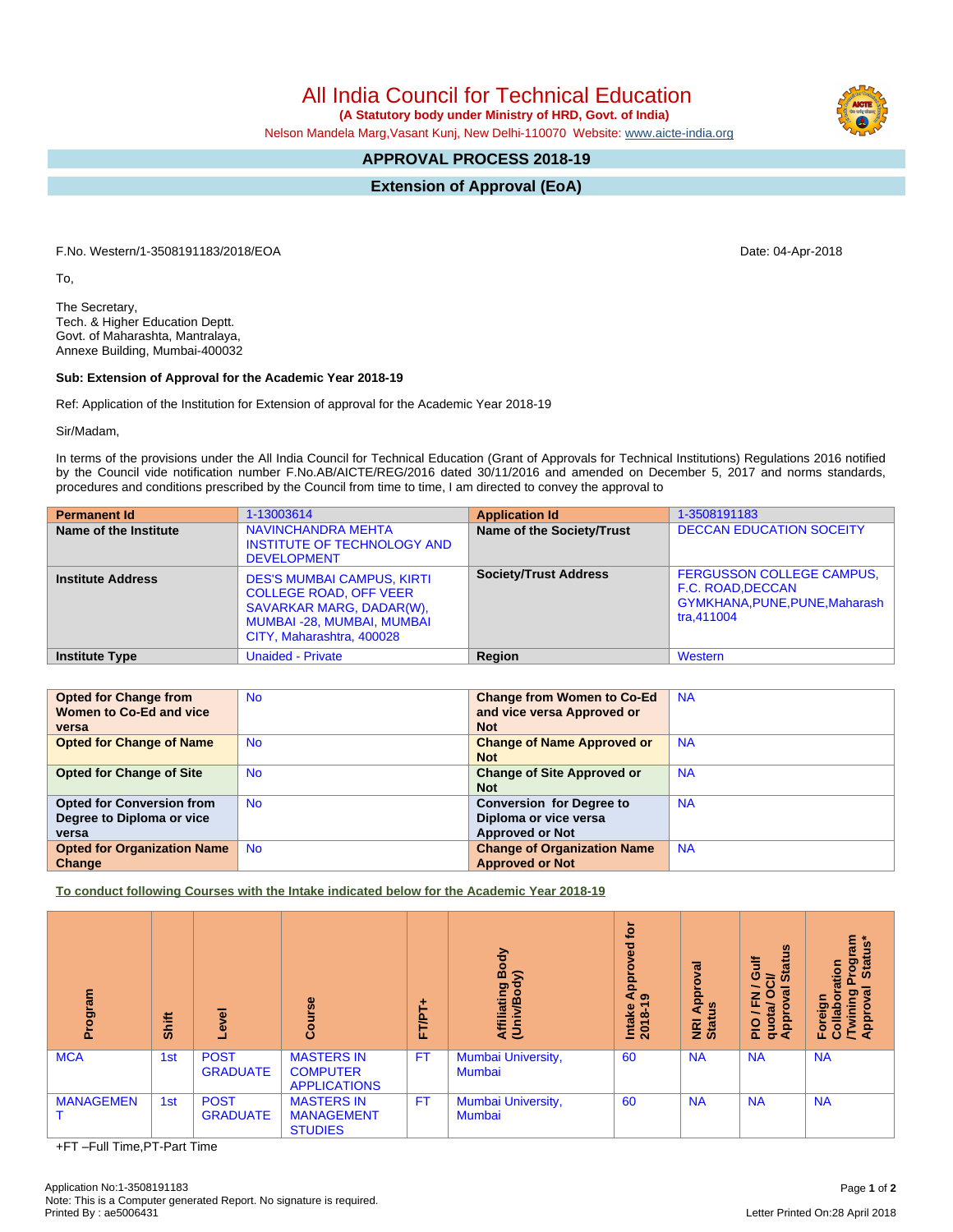# All India Council for Technical Education

**(A Statutory body under Ministry of HRD, Govt. of India)**

Nelson Mandela Marg,Vasant Kunj, New Delhi-110070 Website: www.aicte-india.org

## APPROVAL PROCESS 2018-19

## Extension of Approval (EoA)

F.No. Western/1-3508191183/2018/EOA

Date: 04-Apr-2018

To,

The Secretary,
Tech. & Higher Education Deptt.
Govt. of Maharashta, Mantralaya,
Annexe Building, Mumbai-400032

**Sub: Extension of Approval for the Academic Year 2018-19**

Ref: Application of the Institution for Extension of approval for the Academic Year 2018-19

Sir/Madam,

In terms of the provisions under the All India Council for Technical Education (Grant of Approvals for Technical Institutions) Regulations 2016 notified by the Council vide notification number F.No.AB/AICTE/REG/2016 dated 30/11/2016 and amended on December 5, 2017 and norms standards, procedures and conditions prescribed by the Council from time to time, I am directed to convey the approval to

| Permanent Id | 1-13003614 | Application Id | 1-3508191183 |
|---|---|---|---|
| Name of the Institute | NAVINCHANDRA MEHTA INSTITUTE OF TECHNOLOGY AND DEVELOPMENT | Name of the Society/Trust | DECCAN EDUCATION SOCEITY |
| Institute Address | DES'S MUMBAI CAMPUS, KIRTI COLLEGE ROAD, OFF VEER SAVARKAR MARG, DADAR(W), MUMBAI -28, MUMBAI, MUMBAI CITY, Maharashtra, 400028 | Society/Trust Address | FERGUSSON COLLEGE CAMPUS, F.C. ROAD,DECCAN GYMKHANA,PUNE,PUNE,Maharashtra,411004 |
| Institute Type | Unaided - Private | Region | Western |

| Opted for Change from Women to Co-Ed and vice versa | No | Change from Women to Co-Ed and vice versa Approved or Not | NA |
|---|---|---|---|
| Opted for Change of Name | No | Change of Name Approved or Not | NA |
| Opted for Change of Site | No | Change of Site Approved or Not | NA |
| Opted for Conversion from Degree to Diploma or vice versa | No | Conversion for Degree to Diploma or vice versa Approved or Not | NA |
| Opted for Organization Name Change | No | Change of Organization Name Approved or Not | NA |

**To conduct following Courses with the Intake indicated below for the Academic Year 2018-19**

| Program | Shift | Level | Course | FT/PT+ | Affiliating Body (Univ/Body) | Intake Approved for 2018-19 | NRI Approval Status | PIO / FN / Gulf quota/ OCI/ Approval Status | Foreign Collaboration /Twining Program Approval Status* |
|---|---|---|---|---|---|---|---|---|---|
| MCA | 1st | POST GRADUATE | MASTERS IN COMPUTER APPLICATIONS | FT | Mumbai University, Mumbai | 60 | NA | NA | NA |
| MANAGEMENT | 1st | POST GRADUATE | MASTERS IN MANAGEMENT STUDIES | FT | Mumbai University, Mumbai | 60 | NA | NA | NA |

+FT –Full Time,PT-Part Time

Application No:1-3508191183
Note: This is a Computer generated Report. No signature is required.
Printed By : ae5006431

Letter Printed On:28 April 2018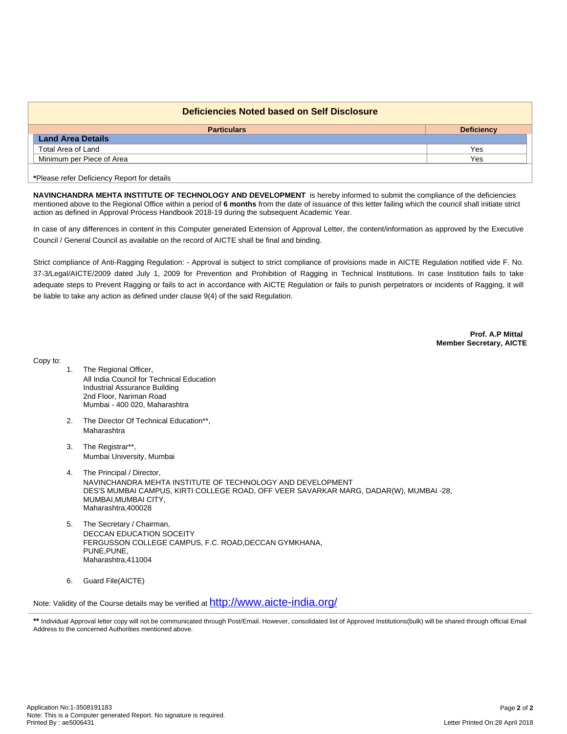## Deficiencies Noted based on Self Disclosure

| Particulars | Deficiency |
|---|---|
| **Land Area Details** | |
| Total Area of Land | Yes |
| Minimum per Piece of Area | Yes |

***Please refer Deficiency Report for details**

**NAVINCHANDRA MEHTA INSTITUTE OF TECHNOLOGY AND DEVELOPMENT** is hereby informed to submit the compliance of the deficiencies mentioned above to the Regional Office within a period of **6 months** from the date of issuance of this letter failing which the council shall initiate strict action as defined in Approval Process Handbook 2018-19 during the subsequent Academic Year.

In case of any differences in content in this Computer generated Extension of Approval Letter, the content/information as approved by the Executive Council / General Council as available on the record of AICTE shall be final and binding.

Strict compliance of Anti-Ragging Regulation: - Approval is subject to strict compliance of provisions made in AICTE Regulation notified vide F. No. 37-3/Legal/AICTE/2009 dated July 1, 2009 for Prevention and Prohibition of Ragging in Technical Institutions. In case Institution fails to take adequate steps to Prevent Ragging or fails to act in accordance with AICTE Regulation or fails to punish perpetrators or incidents of Ragging, it will be liable to take any action as defined under clause 9(4) of the said Regulation.

**Prof. A.P Mittal**
**Member Secretary, AICTE**

Copy to:

1. The Regional Officer,
   All India Council for Technical Education
   Industrial Assurance Building
   2nd Floor, Nariman Road
   Mumbai - 400 020, Maharashtra

2. The Director Of Technical Education**,
   Maharashtra

3. The Registrar**,
   Mumbai University, Mumbai

4. The Principal / Director,
   NAVINCHANDRA MEHTA INSTITUTE OF TECHNOLOGY AND DEVELOPMENT
   DES'S MUMBAI CAMPUS, KIRTI COLLEGE ROAD, OFF VEER SAVARKAR MARG, DADAR(W), MUMBAI -28,
   MUMBAI,MUMBAI CITY,
   Maharashtra,400028

5. The Secretary / Chairman,
   DECCAN EDUCATION SOCEITY
   FERGUSSON COLLEGE CAMPUS, F.C. ROAD,DECCAN GYMKHANA,
   PUNE,PUNE,
   Maharashtra,411004

6. Guard File(AICTE)

Note: Validity of the Course details may be verified at http://www.aicte-india.org/

** Individual Approval letter copy will not be communicated through Post/Email. However, consolidated list of Approved Institutions(bulk) will be shared through official Email Address to the concerned Authorities mentioned above.

Application No:1-3508191183
Note: This is a Computer generated Report. No signature is required.
Printed By : ae5006431

Letter Printed On:28 April 2018